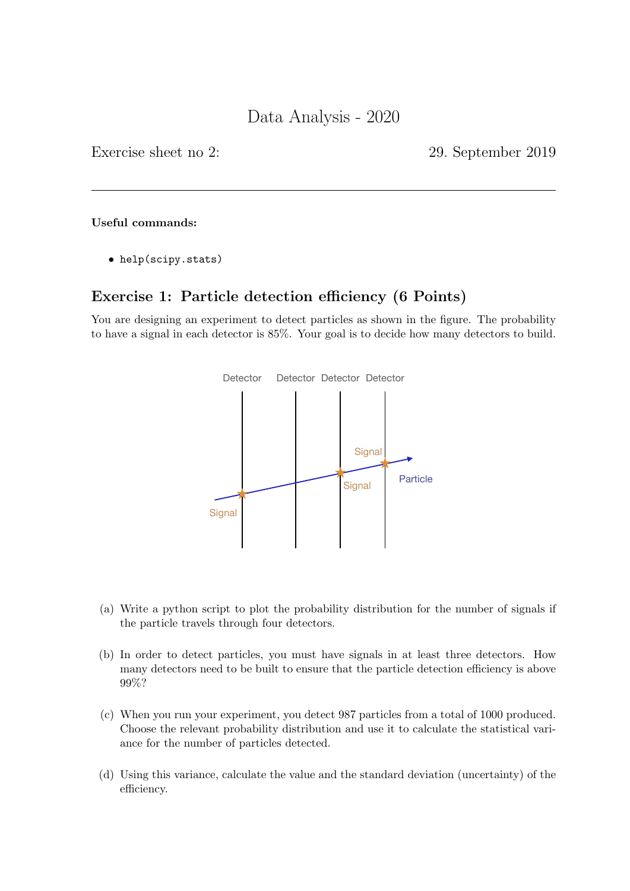# Data Analysis - 2020

Exercise sheet no 2: 29. September 2019

---

**Useful commands:**

- `help(scipy.stats)`

## Exercise 1: Particle detection efficiency (6 Points)

You are designing an experiment to detect particles as shown in the figure. The probability to have a signal in each detector is 85%. Your goal is to decide how many detectors to build.

(a) Write a python script to plot the probability distribution for the number of signals if the particle travels through four detectors.

(b) In order to detect particles, you must have signals in at least three detectors. How many detectors need to be built to ensure that the particle detection efficiency is above 99%?

(c) When you run your experiment, you detect 987 particles from a total of 1000 produced. Choose the relevant probability distribution and use it to calculate the statistical variance for the number of particles detected.

(d) Using this variance, calculate the value and the standard deviation (uncertainty) of the efficiency.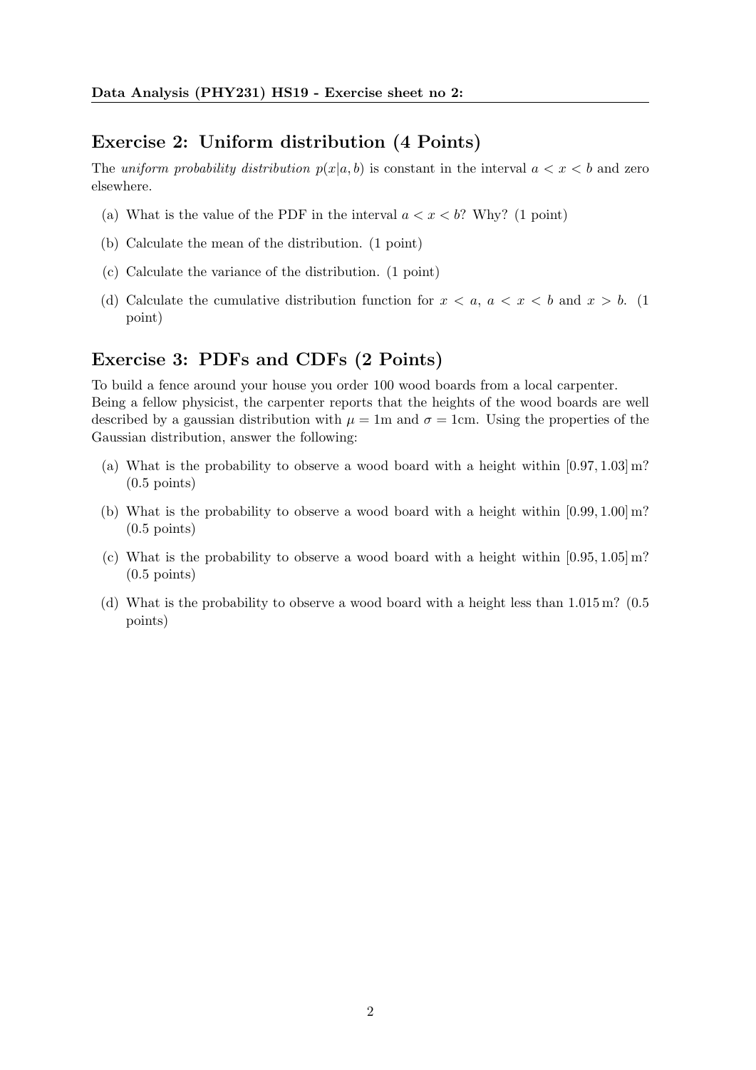## Exercise 2: Uniform distribution (4 Points)

The *uniform probability distribution* $p(x|a, b)$ is constant in the interval $a < x < b$ and zero elsewhere.

(a) What is the value of the PDF in the interval $a < x < b$? Why? (1 point)

(b) Calculate the mean of the distribution. (1 point)

(c) Calculate the variance of the distribution. (1 point)

(d) Calculate the cumulative distribution function for $x < a$, $a < x < b$ and $x > b$. (1 point)

## Exercise 3: PDFs and CDFs (2 Points)

To build a fence around your house you order 100 wood boards from a local carpenter. Being a fellow physicist, the carpenter reports that the heights of the wood boards are well described by a gaussian distribution with $\mu = 1\text{m}$ and $\sigma = 1\text{cm}$. Using the properties of the Gaussian distribution, answer the following:

(a) What is the probability to observe a wood board with a height within $[0.97, 1.03]\,\text{m}$? (0.5 points)

(b) What is the probability to observe a wood board with a height within $[0.99, 1.00]\,\text{m}$? (0.5 points)

(c) What is the probability to observe a wood board with a height within $[0.95, 1.05]\,\text{m}$? (0.5 points)

(d) What is the probability to observe a wood board with a height less than $1.015\,\text{m}$? (0.5 points)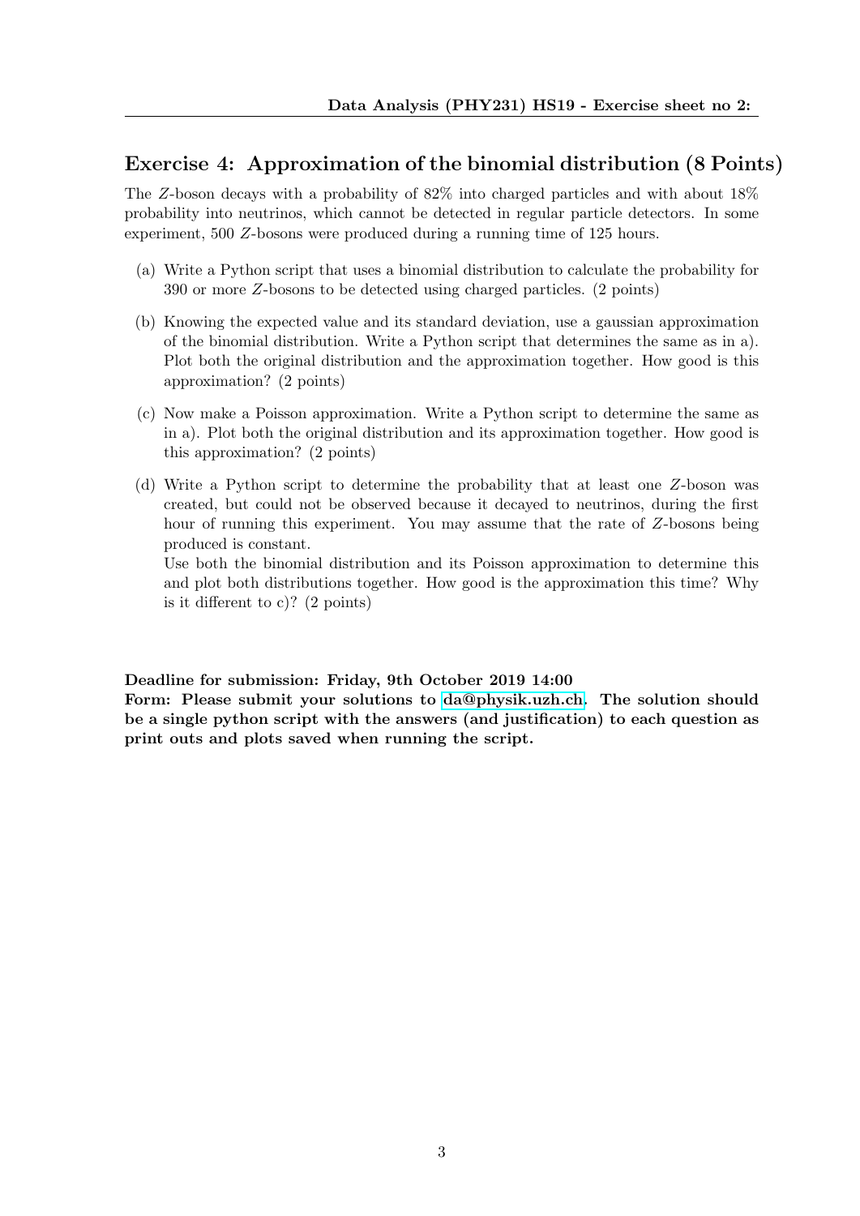## Exercise 4: Approximation of the binomial distribution (8 Points)

The $Z$-boson decays with a probability of 82% into charged particles and with about 18% probability into neutrinos, which cannot be detected in regular particle detectors. In some experiment, 500 $Z$-bosons were produced during a running time of 125 hours.

(a) Write a Python script that uses a binomial distribution to calculate the probability for 390 or more $Z$-bosons to be detected using charged particles. (2 points)

(b) Knowing the expected value and its standard deviation, use a gaussian approximation of the binomial distribution. Write a Python script that determines the same as in a). Plot both the original distribution and the approximation together. How good is this approximation? (2 points)

(c) Now make a Poisson approximation. Write a Python script to determine the same as in a). Plot both the original distribution and its approximation together. How good is this approximation? (2 points)

(d) Write a Python script to determine the probability that at least one $Z$-boson was created, but could not be observed because it decayed to neutrinos, during the first hour of running this experiment. You may assume that the rate of $Z$-bosons being produced is constant.

Use both the binomial distribution and its Poisson approximation to determine this and plot both distributions together. How good is the approximation this time? Why is it different to c)? (2 points)

**Deadline for submission: Friday, 9th October 2019 14:00**
**Form: Please submit your solutions to da@physik.uzh.ch. The solution should be a single python script with the answers (and justification) to each question as print outs and plots saved when running the script.**